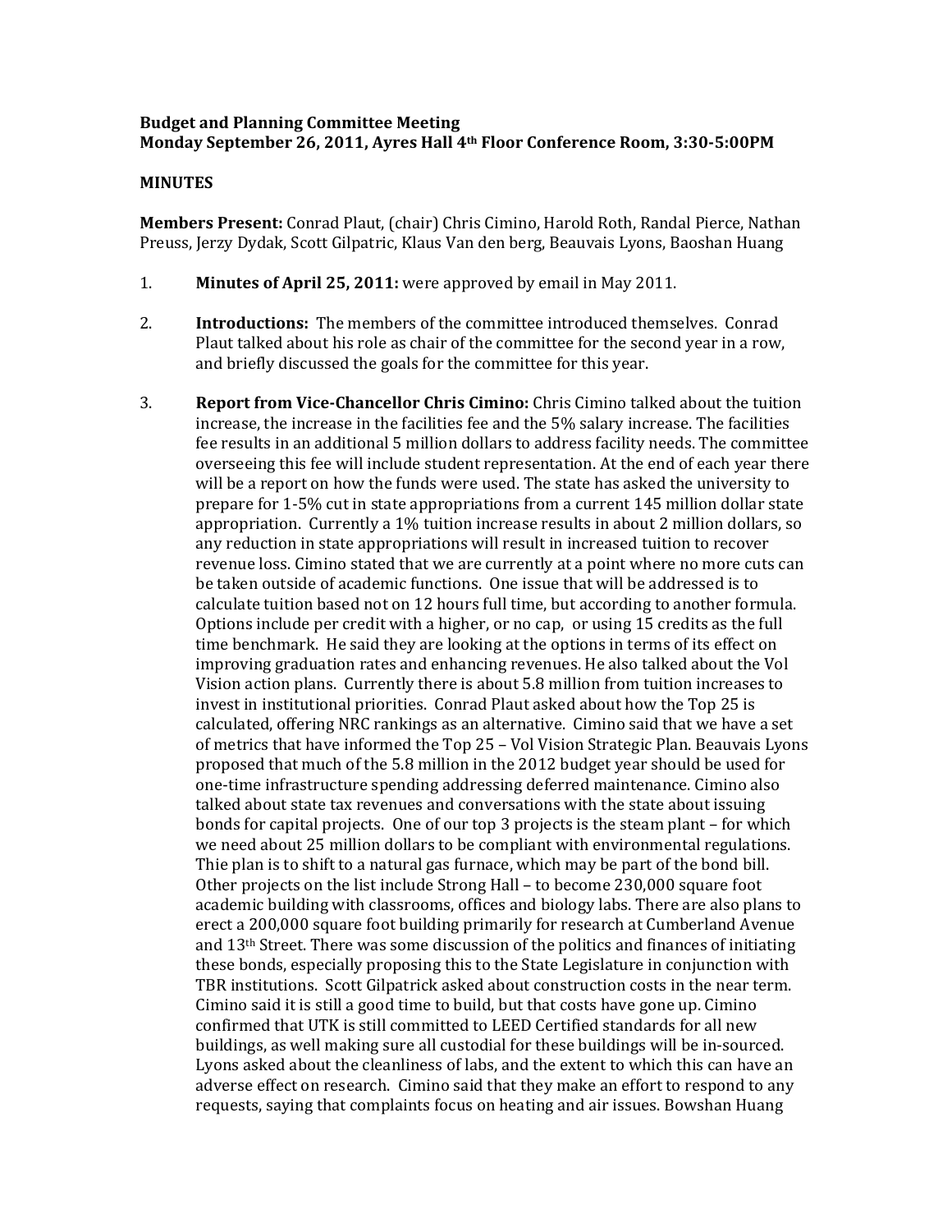**Budget and Planning Committee Meeting**
**Monday September 26, 2011, Ayres Hall 4th Floor Conference Room, 3:30-5:00PM**

**MINUTES**

**Members Present:** Conrad Plaut, (chair) Chris Cimino, Harold Roth, Randal Pierce, Nathan Preuss, Jerzy Dydak, Scott Gilpatric, Klaus Van den berg, Beauvais Lyons, Baoshan Huang

1. **Minutes of April 25, 2011:** were approved by email in May 2011.

2. **Introductions:** The members of the committee introduced themselves. Conrad Plaut talked about his role as chair of the committee for the second year in a row, and briefly discussed the goals for the committee for this year.

3. **Report from Vice-Chancellor Chris Cimino:** Chris Cimino talked about the tuition increase, the increase in the facilities fee and the 5% salary increase. The facilities fee results in an additional 5 million dollars to address facility needs. The committee overseeing this fee will include student representation. At the end of each year there will be a report on how the funds were used. The state has asked the university to prepare for 1-5% cut in state appropriations from a current 145 million dollar state appropriation. Currently a 1% tuition increase results in about 2 million dollars, so any reduction in state appropriations will result in increased tuition to recover revenue loss. Cimino stated that we are currently at a point where no more cuts can be taken outside of academic functions. One issue that will be addressed is to calculate tuition based not on 12 hours full time, but according to another formula. Options include per credit with a higher, or no cap, or using 15 credits as the full time benchmark. He said they are looking at the options in terms of its effect on improving graduation rates and enhancing revenues. He also talked about the Vol Vision action plans. Currently there is about 5.8 million from tuition increases to invest in institutional priorities. Conrad Plaut asked about how the Top 25 is calculated, offering NRC rankings as an alternative. Cimino said that we have a set of metrics that have informed the Top 25 – Vol Vision Strategic Plan. Beauvais Lyons proposed that much of the 5.8 million in the 2012 budget year should be used for one-time infrastructure spending addressing deferred maintenance. Cimino also talked about state tax revenues and conversations with the state about issuing bonds for capital projects. One of our top 3 projects is the steam plant – for which we need about 25 million dollars to be compliant with environmental regulations. Thie plan is to shift to a natural gas furnace, which may be part of the bond bill. Other projects on the list include Strong Hall – to become 230,000 square foot academic building with classrooms, offices and biology labs. There are also plans to erect a 200,000 square foot building primarily for research at Cumberland Avenue and 13th Street. There was some discussion of the politics and finances of initiating these bonds, especially proposing this to the State Legislature in conjunction with TBR institutions. Scott Gilpatrick asked about construction costs in the near term. Cimino said it is still a good time to build, but that costs have gone up. Cimino confirmed that UTK is still committed to LEED Certified standards for all new buildings, as well making sure all custodial for these buildings will be in-sourced. Lyons asked about the cleanliness of labs, and the extent to which this can have an adverse effect on research. Cimino said that they make an effort to respond to any requests, saying that complaints focus on heating and air issues. Bowshan Huang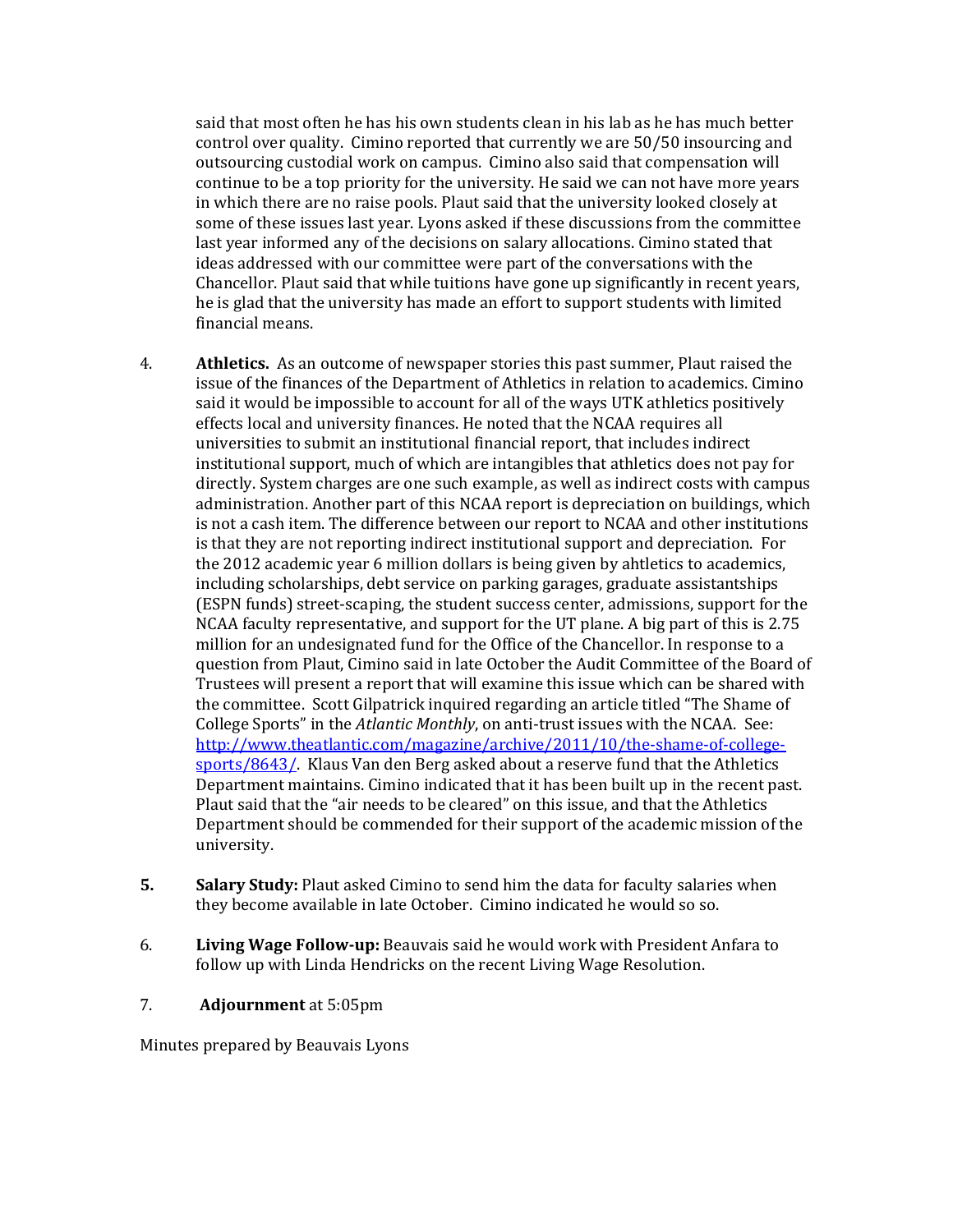said that most often he has his own students clean in his lab as he has much better control over quality. Cimino reported that currently we are 50/50 insourcing and outsourcing custodial work on campus. Cimino also said that compensation will continue to be a top priority for the university. He said we can not have more years in which there are no raise pools. Plaut said that the university looked closely at some of these issues last year. Lyons asked if these discussions from the committee last year informed any of the decisions on salary allocations. Cimino stated that ideas addressed with our committee were part of the conversations with the Chancellor. Plaut said that while tuitions have gone up significantly in recent years, he is glad that the university has made an effort to support students with limited financial means.

4. **Athletics.** As an outcome of newspaper stories this past summer, Plaut raised the issue of the finances of the Department of Athletics in relation to academics. Cimino said it would be impossible to account for all of the ways UTK athletics positively effects local and university finances. He noted that the NCAA requires all universities to submit an institutional financial report, that includes indirect institutional support, much of which are intangibles that athletics does not pay for directly. System charges are one such example, as well as indirect costs with campus administration. Another part of this NCAA report is depreciation on buildings, which is not a cash item. The difference between our report to NCAA and other institutions is that they are not reporting indirect institutional support and depreciation. For the 2012 academic year 6 million dollars is being given by ahtletics to academics, including scholarships, debt service on parking garages, graduate assistantships (ESPN funds) street-scaping, the student success center, admissions, support for the NCAA faculty representative, and support for the UT plane. A big part of this is 2.75 million for an undesignated fund for the Office of the Chancellor. In response to a question from Plaut, Cimino said in late October the Audit Committee of the Board of Trustees will present a report that will examine this issue which can be shared with the committee. Scott Gilpatrick inquired regarding an article titled "The Shame of College Sports" in the *Atlantic Monthly*, on anti-trust issues with the NCAA. See: [http://www.theatlantic.com/magazine/archive/2011/10/the-shame-of-college-sports/8643/](http://www.theatlantic.com/magazine/archive/2011/10/the-shame-of-college-sports/8643/). Klaus Van den Berg asked about a reserve fund that the Athletics Department maintains. Cimino indicated that it has been built up in the recent past. Plaut said that the "air needs to be cleared" on this issue, and that the Athletics Department should be commended for their support of the academic mission of the university.

5. **Salary Study:** Plaut asked Cimino to send him the data for faculty salaries when they become available in late October. Cimino indicated he would so so.

6. **Living Wage Follow-up:** Beauvais said he would work with President Anfara to follow up with Linda Hendricks on the recent Living Wage Resolution.

7. **Adjournment** at 5:05pm

Minutes prepared by Beauvais Lyons